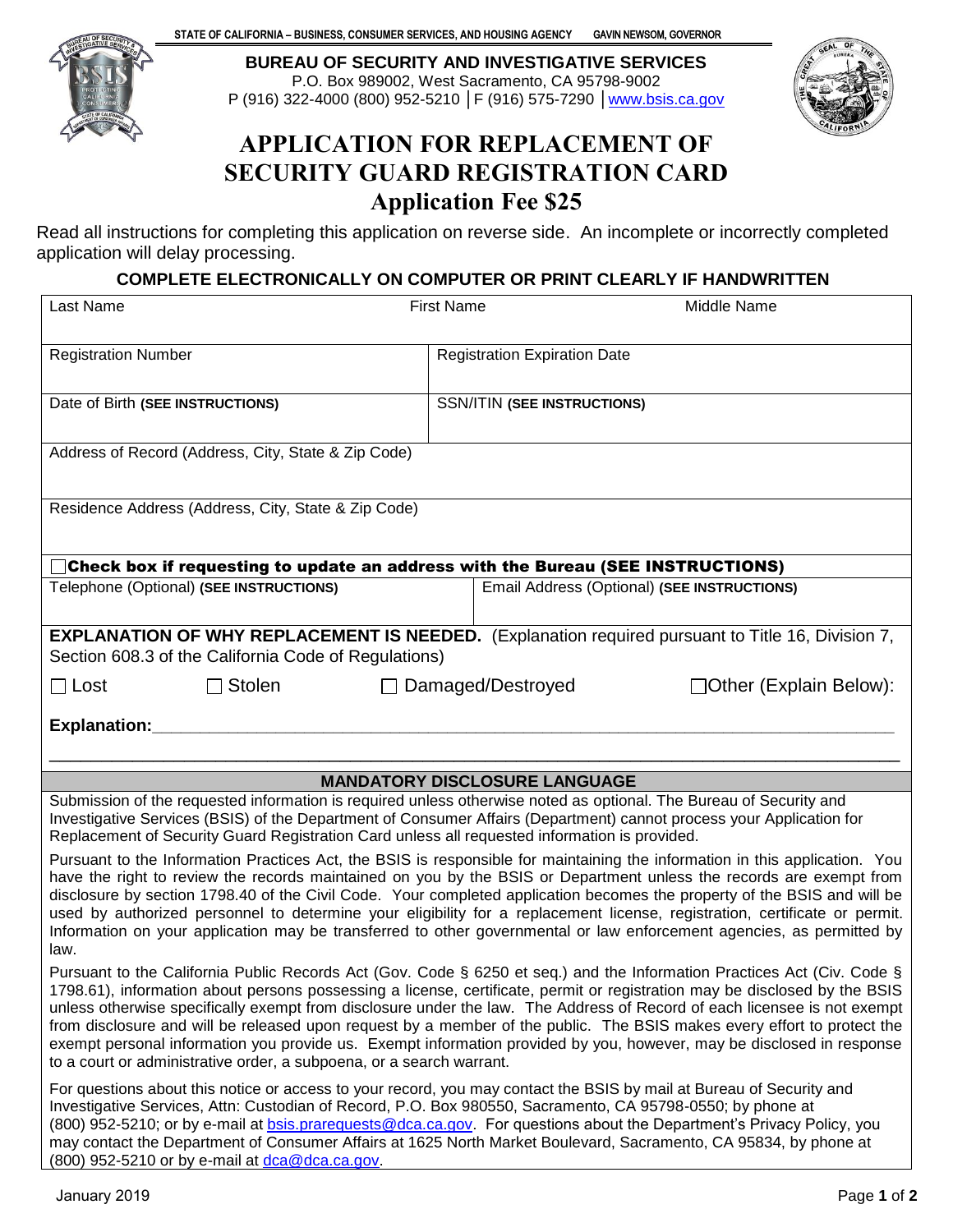STATE OF CALIFORNIA – BUSINESS, CONSUMER SERVICES, AND HOUSING AGENCY GAVIN NEWSOM, GOVERNOR

**BUREAU OF SECURITY AND INVESTIGATIVE SERVICES**
P.O. Box 989002, West Sacramento, CA 95798-9002
P (916) 322-4000 (800) 952-5210 │F (916) 575-7290 │www.bsis.ca.gov

# APPLICATION FOR REPLACEMENT OF SECURITY GUARD REGISTRATION CARD

## Application Fee $25

Read all instructions for completing this application on reverse side. An incomplete or incorrectly completed application will delay processing.

**COMPLETE ELECTRONICALLY ON COMPUTER OR PRINT CLEARLY IF HANDWRITTEN**

| Last Name | First Name | Middle Name |
|---|---|---|
| | | |

| Registration Number | Registration Expiration Date |
|---|---|
| Date of Birth **(SEE INSTRUCTIONS)** | SSN/ITIN **(SEE INSTRUCTIONS)** |

Address of Record (Address, City, State & Zip Code)

Residence Address (Address, City, State & Zip Code)

☐ **Check box if requesting to update an address with the Bureau (SEE INSTRUCTIONS)**

| Telephone (Optional) **(SEE INSTRUCTIONS)** | Email Address (Optional) **(SEE INSTRUCTIONS)** |
|---|---|
| | |

**EXPLANATION OF WHY REPLACEMENT IS NEEDED.** (Explanation required pursuant to Title 16, Division 7, Section 608.3 of the California Code of Regulations)

☐ Lost ☐ Stolen ☐ Damaged/Destroyed ☐ Other (Explain Below):

**Explanation:**________________________________________________________________________________

________________________________________________________________________________

### MANDATORY DISCLOSURE LANGUAGE

Submission of the requested information is required unless otherwise noted as optional. The Bureau of Security and Investigative Services (BSIS) of the Department of Consumer Affairs (Department) cannot process your Application for Replacement of Security Guard Registration Card unless all requested information is provided.

Pursuant to the Information Practices Act, the BSIS is responsible for maintaining the information in this application. You have the right to review the records maintained on you by the BSIS or Department unless the records are exempt from disclosure by section 1798.40 of the Civil Code. Your completed application becomes the property of the BSIS and will be used by authorized personnel to determine your eligibility for a replacement license, registration, certificate or permit. Information on your application may be transferred to other governmental or law enforcement agencies, as permitted by law.

Pursuant to the California Public Records Act (Gov. Code § 6250 et seq.) and the Information Practices Act (Civ. Code § 1798.61), information about persons possessing a license, certificate, permit or registration may be disclosed by the BSIS unless otherwise specifically exempt from disclosure under the law. The Address of Record of each licensee is not exempt from disclosure and will be released upon request by a member of the public. The BSIS makes every effort to protect the exempt personal information you provide us. Exempt information provided by you, however, may be disclosed in response to a court or administrative order, a subpoena, or a search warrant.

For questions about this notice or access to your record, you may contact the BSIS by mail at Bureau of Security and Investigative Services, Attn: Custodian of Record, P.O. Box 980550, Sacramento, CA 95798-0550; by phone at (800) 952-5210; or by e-mail at bsis.prarequests@dca.ca.gov. For questions about the Department's Privacy Policy, you may contact the Department of Consumer Affairs at 1625 North Market Boulevard, Sacramento, CA 95834, by phone at (800) 952-5210 or by e-mail at dca@dca.ca.gov.

January 2019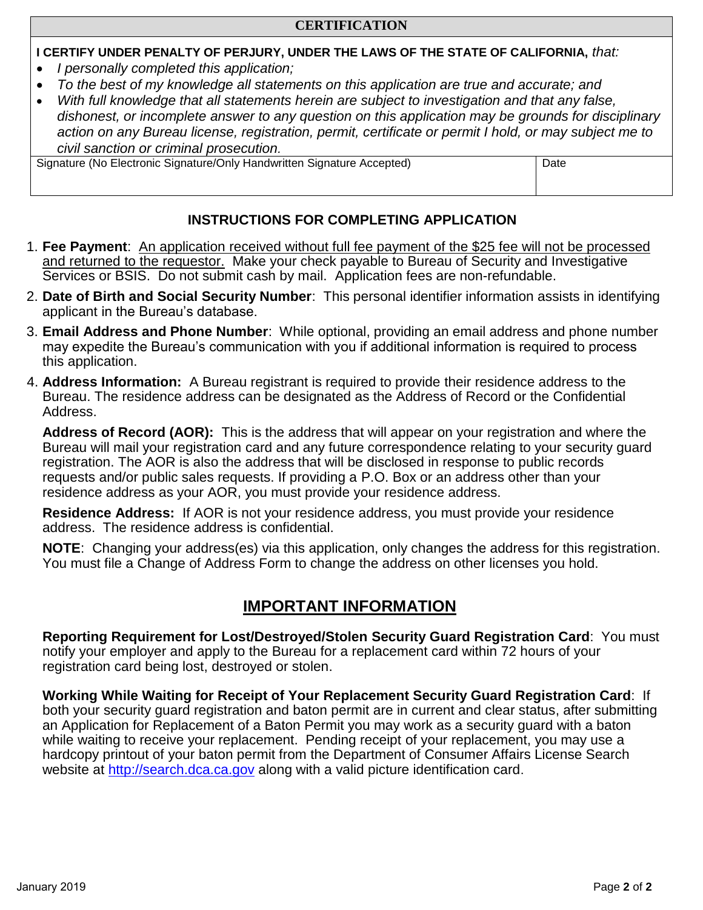## CERTIFICATION

**I CERTIFY UNDER PENALTY OF PERJURY, UNDER THE LAWS OF THE STATE OF CALIFORNIA,** *that:*

- *I personally completed this application;*
- *To the best of my knowledge all statements on this application are true and accurate; and*
- *With full knowledge that all statements herein are subject to investigation and that any false, dishonest, or incomplete answer to any question on this application may be grounds for disciplinary action on any Bureau license, registration, permit, certificate or permit I hold, or may subject me to civil sanction or criminal prosecution.*

| Signature (No Electronic Signature/Only Handwritten Signature Accepted) | Date |
| --- | --- |
| | |

## INSTRUCTIONS FOR COMPLETING APPLICATION

1. **Fee Payment**: An application received without full fee payment of the $25 fee will not be processed and returned to the requestor. Make your check payable to Bureau of Security and Investigative Services or BSIS. Do not submit cash by mail. Application fees are non-refundable.
2. **Date of Birth and Social Security Number**: This personal identifier information assists in identifying applicant in the Bureau's database.
3. **Email Address and Phone Number**: While optional, providing an email address and phone number may expedite the Bureau's communication with you if additional information is required to process this application.
4. **Address Information:** A Bureau registrant is required to provide their residence address to the Bureau. The residence address can be designated as the Address of Record or the Confidential Address.

   **Address of Record (AOR):** This is the address that will appear on your registration and where the Bureau will mail your registration card and any future correspondence relating to your security guard registration. The AOR is also the address that will be disclosed in response to public records requests and/or public sales requests. If providing a P.O. Box or an address other than your residence address as your AOR, you must provide your residence address.

   **Residence Address:** If AOR is not your residence address, you must provide your residence address. The residence address is confidential.

   **NOTE**: Changing your address(es) via this application, only changes the address for this registration. You must file a Change of Address Form to change the address on other licenses you hold.

## IMPORTANT INFORMATION

**Reporting Requirement for Lost/Destroyed/Stolen Security Guard Registration Card**: You must notify your employer and apply to the Bureau for a replacement card within 72 hours of your registration card being lost, destroyed or stolen.

**Working While Waiting for Receipt of Your Replacement Security Guard Registration Card**: If both your security guard registration and baton permit are in current and clear status, after submitting an Application for Replacement of a Baton Permit you may work as a security guard with a baton while waiting to receive your replacement. Pending receipt of your replacement, you may use a hardcopy printout of your baton permit from the Department of Consumer Affairs License Search website at http://search.dca.ca.gov along with a valid picture identification card.

January 2019